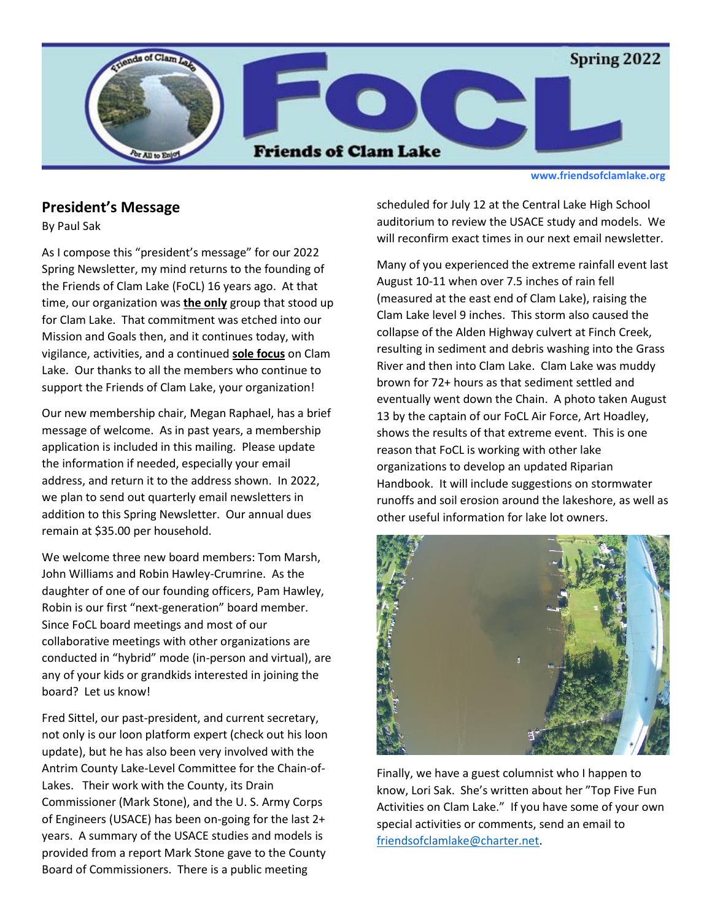# FoCL

**Friends of Clam Lake**

Spring 2022

www.friendsofclamlake.org

## President's Message

By Paul Sak

As I compose this "president's message" for our 2022 Spring Newsletter, my mind returns to the founding of the Friends of Clam Lake (FoCL) 16 years ago. At that time, our organization was **the only** group that stood up for Clam Lake. That commitment was etched into our Mission and Goals then, and it continues today, with vigilance, activities, and a continued **sole focus** on Clam Lake. Our thanks to all the members who continue to support the Friends of Clam Lake, your organization!

Our new membership chair, Megan Raphael, has a brief message of welcome. As in past years, a membership application is included in this mailing. Please update the information if needed, especially your email address, and return it to the address shown. In 2022, we plan to send out quarterly email newsletters in addition to this Spring Newsletter. Our annual dues remain at $35.00 per household.

We welcome three new board members: Tom Marsh, John Williams and Robin Hawley-Crumrine. As the daughter of one of our founding officers, Pam Hawley, Robin is our first "next-generation" board member. Since FoCL board meetings and most of our collaborative meetings with other organizations are conducted in "hybrid" mode (in-person and virtual), are any of your kids or grandkids interested in joining the board? Let us know!

Fred Sittel, our past-president, and current secretary, not only is our loon platform expert (check out his loon update), but he has also been very involved with the Antrim County Lake-Level Committee for the Chain-of-Lakes. Their work with the County, its Drain Commissioner (Mark Stone), and the U. S. Army Corps of Engineers (USACE) has been on-going for the last 2+ years. A summary of the USACE studies and models is provided from a report Mark Stone gave to the County Board of Commissioners. There is a public meeting scheduled for July 12 at the Central Lake High School auditorium to review the USACE study and models. We will reconfirm exact times in our next email newsletter.

Many of you experienced the extreme rainfall event last August 10-11 when over 7.5 inches of rain fell (measured at the east end of Clam Lake), raising the Clam Lake level 9 inches. This storm also caused the collapse of the Alden Highway culvert at Finch Creek, resulting in sediment and debris washing into the Grass River and then into Clam Lake. Clam Lake was muddy brown for 72+ hours as that sediment settled and eventually went down the Chain. A photo taken August 13 by the captain of our FoCL Air Force, Art Hoadley, shows the results of that extreme event. This is one reason that FoCL is working with other lake organizations to develop an updated Riparian Handbook. It will include suggestions on stormwater runoffs and soil erosion around the lakeshore, as well as other useful information for lake lot owners.

Finally, we have a guest columnist who I happen to know, Lori Sak. She's written about her "Top Five Fun Activities on Clam Lake." If you have some of your own special activities or comments, send an email to friendsofclamlake@charter.net.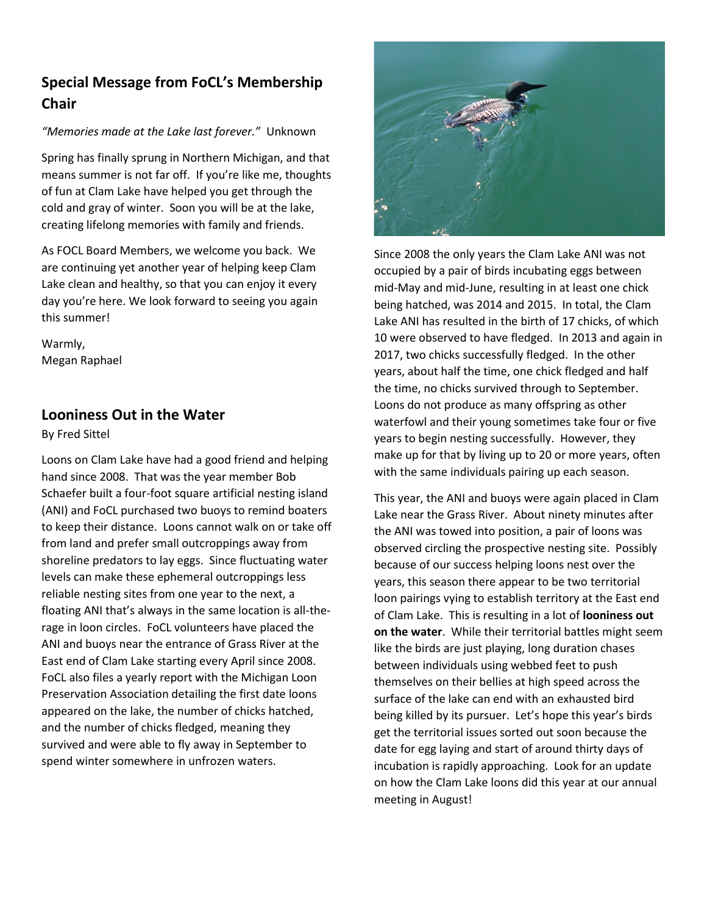## Special Message from FoCL's Membership Chair

*"Memories made at the Lake last forever."* Unknown

Spring has finally sprung in Northern Michigan, and that means summer is not far off. If you're like me, thoughts of fun at Clam Lake have helped you get through the cold and gray of winter. Soon you will be at the lake, creating lifelong memories with family and friends.

As FOCL Board Members, we welcome you back. We are continuing yet another year of helping keep Clam Lake clean and healthy, so that you can enjoy it every day you're here. We look forward to seeing you again this summer!

Warmly,
Megan Raphael

## Looniness Out in the Water

By Fred Sittel

Loons on Clam Lake have had a good friend and helping hand since 2008. That was the year member Bob Schaefer built a four-foot square artificial nesting island (ANI) and FoCL purchased two buoys to remind boaters to keep their distance. Loons cannot walk on or take off from land and prefer small outcroppings away from shoreline predators to lay eggs. Since fluctuating water levels can make these ephemeral outcroppings less reliable nesting sites from one year to the next, a floating ANI that's always in the same location is all-the-rage in loon circles. FoCL volunteers have placed the ANI and buoys near the entrance of Grass River at the East end of Clam Lake starting every April since 2008. FoCL also files a yearly report with the Michigan Loon Preservation Association detailing the first date loons appeared on the lake, the number of chicks hatched, and the number of chicks fledged, meaning they survived and were able to fly away in September to spend winter somewhere in unfrozen waters.

Since 2008 the only years the Clam Lake ANI was not occupied by a pair of birds incubating eggs between mid-May and mid-June, resulting in at least one chick being hatched, was 2014 and 2015. In total, the Clam Lake ANI has resulted in the birth of 17 chicks, of which 10 were observed to have fledged. In 2013 and again in 2017, two chicks successfully fledged. In the other years, about half the time, one chick fledged and half the time, no chicks survived through to September. Loons do not produce as many offspring as other waterfowl and their young sometimes take four or five years to begin nesting successfully. However, they make up for that by living up to 20 or more years, often with the same individuals pairing up each season.

This year, the ANI and buoys were again placed in Clam Lake near the Grass River. About ninety minutes after the ANI was towed into position, a pair of loons was observed circling the prospective nesting site. Possibly because of our success helping loons nest over the years, this season there appear to be two territorial loon pairings vying to establish territory at the East end of Clam Lake. This is resulting in a lot of **looniness out on the water**. While their territorial battles might seem like the birds are just playing, long duration chases between individuals using webbed feet to push themselves on their bellies at high speed across the surface of the lake can end with an exhausted bird being killed by its pursuer. Let's hope this year's birds get the territorial issues sorted out soon because the date for egg laying and start of around thirty days of incubation is rapidly approaching. Look for an update on how the Clam Lake loons did this year at our annual meeting in August!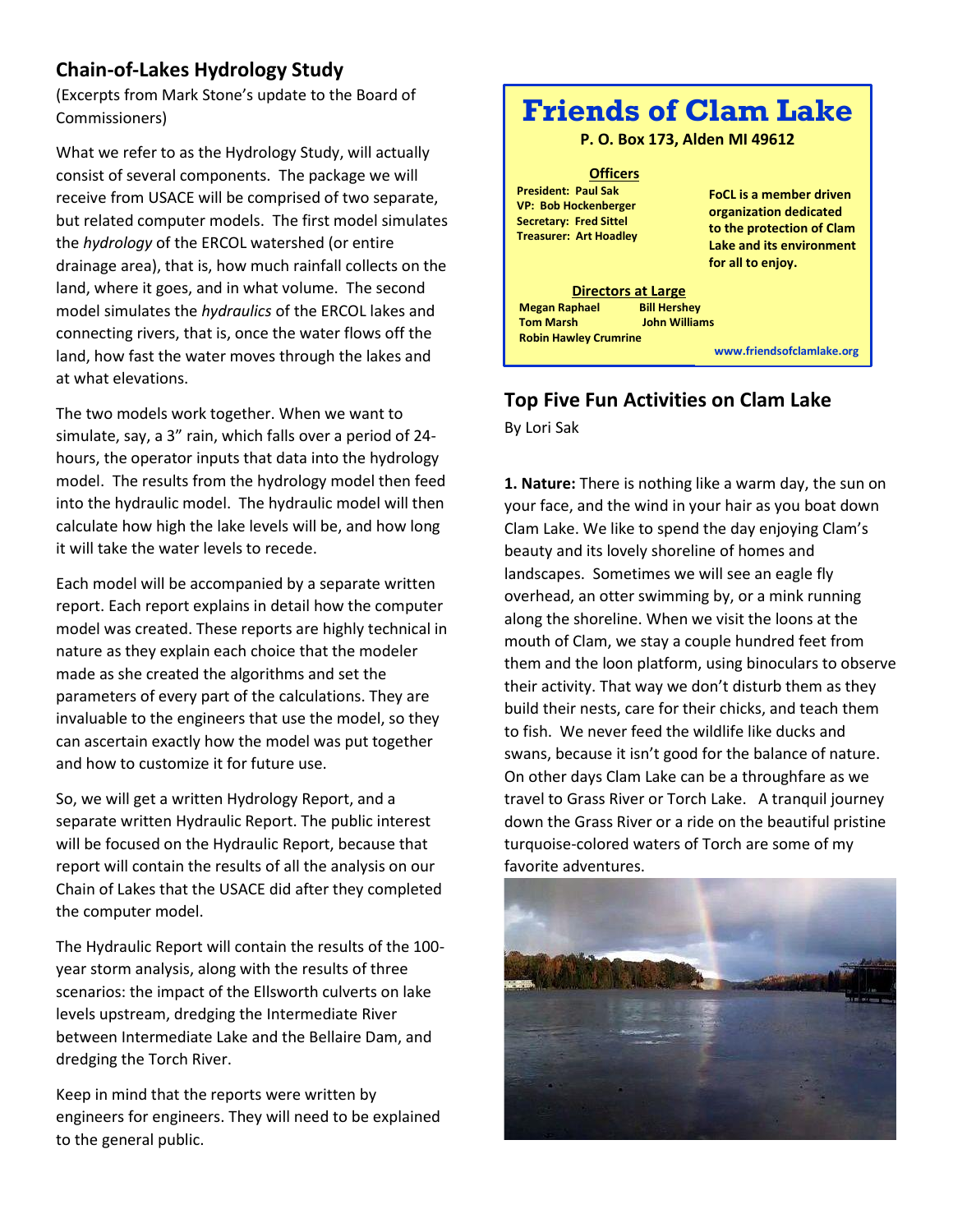## Chain-of-Lakes Hydrology Study

(Excerpts from Mark Stone's update to the Board of Commissioners)

What we refer to as the Hydrology Study, will actually consist of several components. The package we will receive from USACE will be comprised of two separate, but related computer models. The first model simulates the *hydrology* of the ERCOL watershed (or entire drainage area), that is, how much rainfall collects on the land, where it goes, and in what volume. The second model simulates the *hydraulics* of the ERCOL lakes and connecting rivers, that is, once the water flows off the land, how fast the water moves through the lakes and at what elevations.

The two models work together. When we want to simulate, say, a 3" rain, which falls over a period of 24-hours, the operator inputs that data into the hydrology model. The results from the hydrology model then feed into the hydraulic model. The hydraulic model will then calculate how high the lake levels will be, and how long it will take the water levels to recede.

Each model will be accompanied by a separate written report. Each report explains in detail how the computer model was created. These reports are highly technical in nature as they explain each choice that the modeler made as she created the algorithms and set the parameters of every part of the calculations. They are invaluable to the engineers that use the model, so they can ascertain exactly how the model was put together and how to customize it for future use.

So, we will get a written Hydrology Report, and a separate written Hydraulic Report. The public interest will be focused on the Hydraulic Report, because that report will contain the results of all the analysis on our Chain of Lakes that the USACE did after they completed the computer model.

The Hydraulic Report will contain the results of the 100-year storm analysis, along with the results of three scenarios: the impact of the Ellsworth culverts on lake levels upstream, dredging the Intermediate River between Intermediate Lake and the Bellaire Dam, and dredging the Torch River.

Keep in mind that the reports were written by engineers for engineers. They will need to be explained to the general public.

# Friends of Clam Lake

**P. O. Box 173, Alden MI 49612**

**Officers**

**President: Paul Sak**
**VP: Bob Hockenberger**
**Secretary: Fred Sittel**
**Treasurer: Art Hoadley**

**FoCL is a member driven organization dedicated to the protection of Clam Lake and its environment for all to enjoy.**

**Directors at Large**

**Megan Raphael** | **Bill Hershey**
**Tom Marsh** | **John Williams**
**Robin Hawley Crumrine**

**www.friendsofclamlake.org**

## Top Five Fun Activities on Clam Lake

By Lori Sak

**1. Nature:** There is nothing like a warm day, the sun on your face, and the wind in your hair as you boat down Clam Lake. We like to spend the day enjoying Clam's beauty and its lovely shoreline of homes and landscapes. Sometimes we will see an eagle fly overhead, an otter swimming by, or a mink running along the shoreline. When we visit the loons at the mouth of Clam, we stay a couple hundred feet from them and the loon platform, using binoculars to observe their activity. That way we don't disturb them as they build their nests, care for their chicks, and teach them to fish. We never feed the wildlife like ducks and swans, because it isn't good for the balance of nature. On other days Clam Lake can be a throughfare as we travel to Grass River or Torch Lake. A tranquil journey down the Grass River or a ride on the beautiful pristine turquoise-colored waters of Torch are some of my favorite adventures.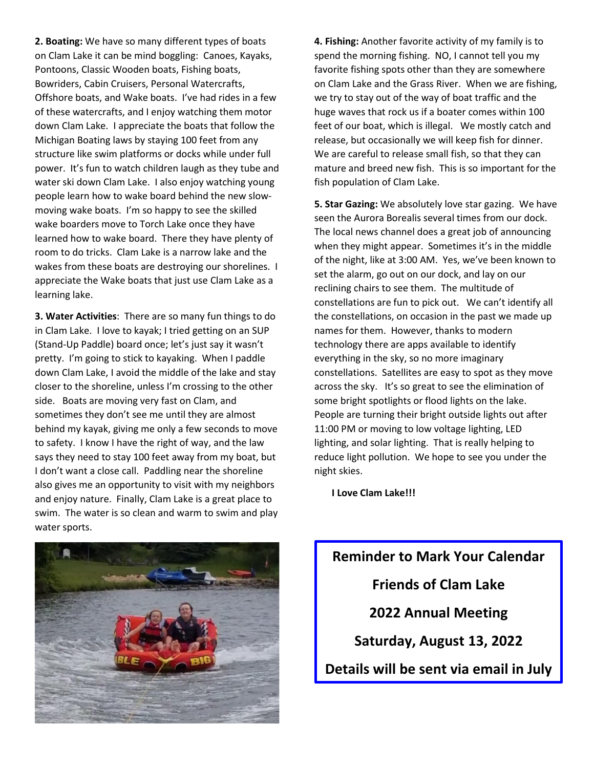**2. Boating:** We have so many different types of boats on Clam Lake it can be mind boggling: Canoes, Kayaks, Pontoons, Classic Wooden boats, Fishing boats, Bowriders, Cabin Cruisers, Personal Watercrafts, Offshore boats, and Wake boats. I've had rides in a few of these watercrafts, and I enjoy watching them motor down Clam Lake. I appreciate the boats that follow the Michigan Boating laws by staying 100 feet from any structure like swim platforms or docks while under full power. It's fun to watch children laugh as they tube and water ski down Clam Lake. I also enjoy watching young people learn how to wake board behind the new slow-moving wake boats. I'm so happy to see the skilled wake boarders move to Torch Lake once they have learned how to wake board. There they have plenty of room to do tricks. Clam Lake is a narrow lake and the wakes from these boats are destroying our shorelines. I appreciate the Wake boats that just use Clam Lake as a learning lake.

**3. Water Activities**: There are so many fun things to do in Clam Lake. I love to kayak; I tried getting on an SUP (Stand-Up Paddle) board once; let's just say it wasn't pretty. I'm going to stick to kayaking. When I paddle down Clam Lake, I avoid the middle of the lake and stay closer to the shoreline, unless I'm crossing to the other side. Boats are moving very fast on Clam, and sometimes they don't see me until they are almost behind my kayak, giving me only a few seconds to move to safety. I know I have the right of way, and the law says they need to stay 100 feet away from my boat, but I don't want a close call. Paddling near the shoreline also gives me an opportunity to visit with my neighbors and enjoy nature. Finally, Clam Lake is a great place to swim. The water is so clean and warm to swim and play water sports.

**4. Fishing:** Another favorite activity of my family is to spend the morning fishing. NO, I cannot tell you my favorite fishing spots other than they are somewhere on Clam Lake and the Grass River. When we are fishing, we try to stay out of the way of boat traffic and the huge waves that rock us if a boater comes within 100 feet of our boat, which is illegal. We mostly catch and release, but occasionally we will keep fish for dinner. We are careful to release small fish, so that they can mature and breed new fish. This is so important for the fish population of Clam Lake.

**5. Star Gazing:** We absolutely love star gazing. We have seen the Aurora Borealis several times from our dock. The local news channel does a great job of announcing when they might appear. Sometimes it's in the middle of the night, like at 3:00 AM. Yes, we've been known to set the alarm, go out on our dock, and lay on our reclining chairs to see them. The multitude of constellations are fun to pick out. We can't identify all the constellations, on occasion in the past we made up names for them. However, thanks to modern technology there are apps available to identify everything in the sky, so no more imaginary constellations. Satellites are easy to spot as they move across the sky. It's so great to see the elimination of some bright spotlights or flood lights on the lake. People are turning their bright outside lights out after 11:00 PM or moving to low voltage lighting, LED lighting, and solar lighting. That is really helping to reduce light pollution. We hope to see you under the night skies.

**I Love Clam Lake!!!**

**Reminder to Mark Your Calendar**

**Friends of Clam Lake**

**2022 Annual Meeting**

**Saturday, August 13, 2022**

**Details will be sent via email in July**